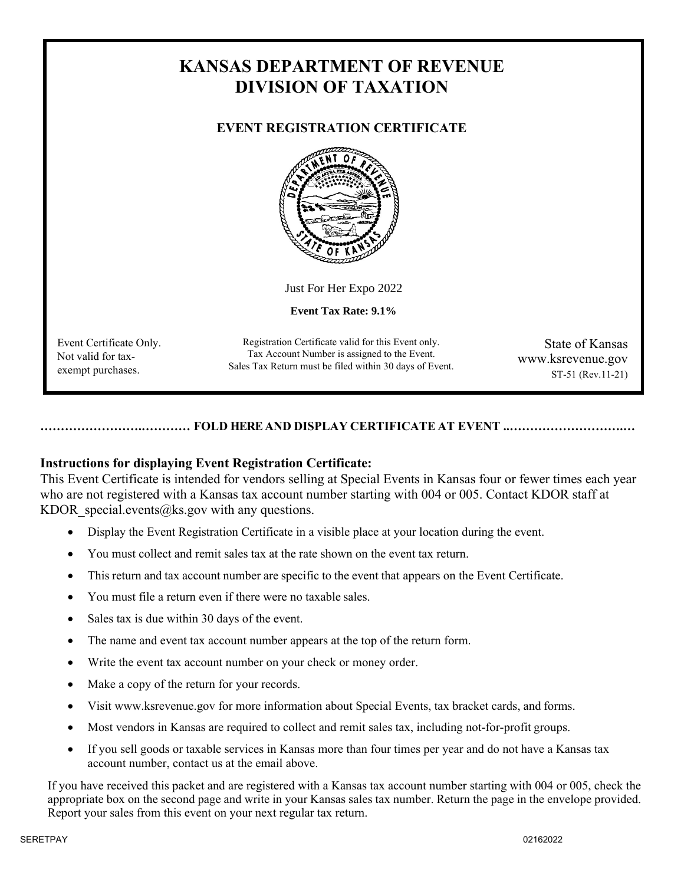# KANSAS DEPARTMENT OF REVENUE
# DIVISION OF TAXATION

## EVENT REGISTRATION CERTIFICATE

Just For Her Expo 2022

**Event Tax Rate: 9.1%**

Event Certificate Only.
Not valid for tax-exempt purchases.

Registration Certificate valid for this Event only.
Tax Account Number is assigned to the Event.
Sales Tax Return must be filed within 30 days of Event.

State of Kansas
www.ksrevenue.gov
ST-51 (Rev.11-21)

……………………..………… **FOLD HERE AND DISPLAY CERTIFICATE AT EVENT** ..………………………..…

**Instructions for displaying Event Registration Certificate:**

This Event Certificate is intended for vendors selling at Special Events in Kansas four or fewer times each year who are not registered with a Kansas tax account number starting with 004 or 005. Contact KDOR staff at KDOR_special.events@ks.gov with any questions.

- Display the Event Registration Certificate in a visible place at your location during the event.
- You must collect and remit sales tax at the rate shown on the event tax return.
- This return and tax account number are specific to the event that appears on the Event Certificate.
- You must file a return even if there were no taxable sales.
- Sales tax is due within 30 days of the event.
- The name and event tax account number appears at the top of the return form.
- Write the event tax account number on your check or money order.
- Make a copy of the return for your records.
- Visit www.ksrevenue.gov for more information about Special Events, tax bracket cards, and forms.
- Most vendors in Kansas are required to collect and remit sales tax, including not-for-profit groups.
- If you sell goods or taxable services in Kansas more than four times per year and do not have a Kansas tax account number, contact us at the email above.

If you have received this packet and are registered with a Kansas tax account number starting with 004 or 005, check the appropriate box on the second page and write in your Kansas sales tax number. Return the page in the envelope provided. Report your sales from this event on your next regular tax return.

SERETPAY 02162022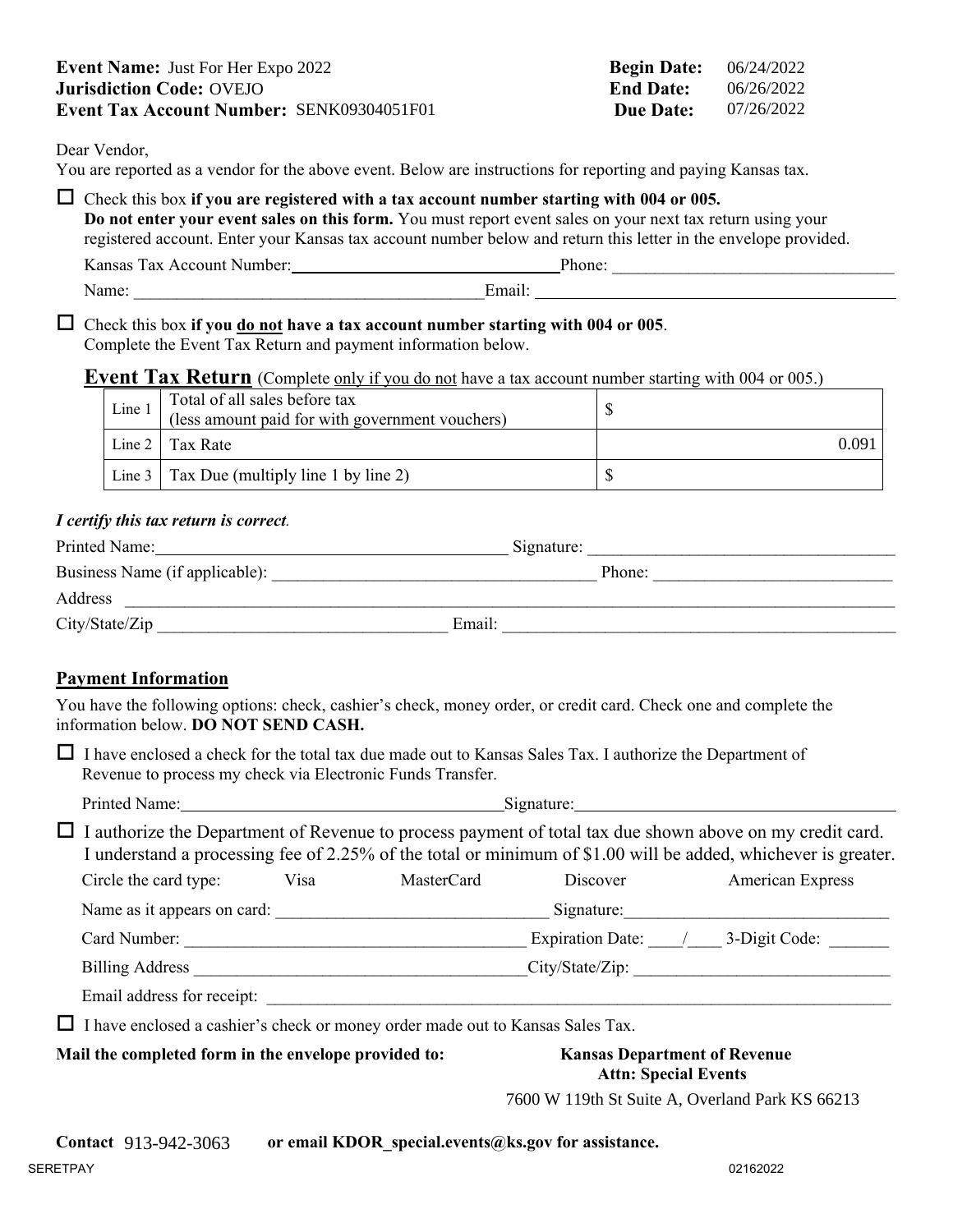**Event Name:** Just For Her Expo 2022
**Jurisdiction Code:** OVEJO
**Event Tax Account Number:** SENK09304051F01

**Begin Date:** 06/24/2022
**End Date:** 06/26/2022
**Due Date:** 07/26/2022

Dear Vendor,

You are reported as a vendor for the above event. Below are instructions for reporting and paying Kansas tax.

☐ Check this box **if you are registered with a tax account number starting with 004 or 005.**
**Do not enter your event sales on this form.** You must report event sales on your next tax return using your registered account. Enter your Kansas tax account number below and return this letter in the envelope provided.

Kansas Tax Account Number: ______________________ Phone: ______________________

Name: ______________________ Email: ______________________

☐ Check this box **if you <u>do not</u> have a tax account number starting with 004 or 005**.
Complete the Event Tax Return and payment information below.

## <u>Event Tax Return</u> (Complete <u>only if you do not</u> have a tax account number starting with 004 or 005.)

| | | |
|---|---|---|
| Line 1 | Total of all sales before tax (less amount paid for with government vouchers) | $ |
| Line 2 | Tax Rate | 0.091 |
| Line 3 | Tax Due (multiply line 1 by line 2) | $ |

***I certify this tax return is correct.***

Printed Name: ______________________ Signature: ______________________

Business Name (if applicable): ______________________ Phone: ______________________

Address ______________________

City/State/Zip ______________________ Email: ______________________

### <u>Payment Information</u>

You have the following options: check, cashier's check, money order, or credit card. Check one and complete the information below. **DO NOT SEND CASH.**

☐ I have enclosed a check for the total tax due made out to Kansas Sales Tax. I authorize the Department of Revenue to process my check via Electronic Funds Transfer.

Printed Name: ______________________ Signature: ______________________

☐ I authorize the Department of Revenue to process payment of total tax due shown above on my credit card. I understand a processing fee of 2.25% of the total or minimum of $1.00 will be added, whichever is greater.

Circle the card type: Visa MasterCard Discover American Express

Name as it appears on card: ______________________ Signature: ______________________

Card Number: ______________________ Expiration Date: ____/____ 3-Digit Code: _______

Billing Address ______________________ City/State/Zip: ______________________

Email address for receipt: ______________________

☐ I have enclosed a cashier's check or money order made out to Kansas Sales Tax.

**Mail the completed form in the envelope provided to:**

**Kansas Department of Revenue**
**Attn: Special Events**
7600 W 119th St Suite A, Overland Park KS 66213

**Contact** 913-942-3063 **or email KDOR_special.events@ks.gov for assistance.**

SERETPAY 02162022